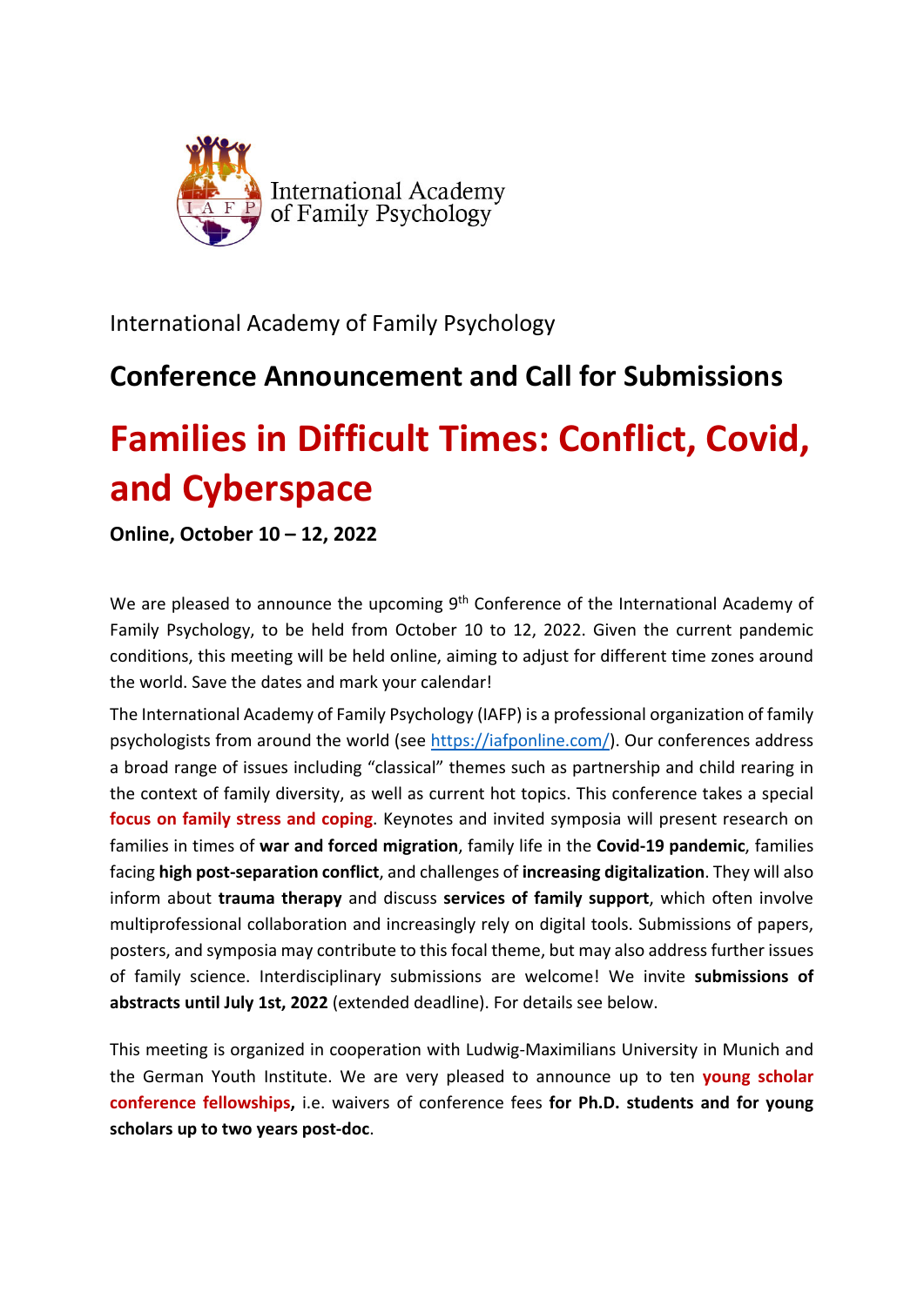International Academy of Family Psychology

International Academy of Family Psychology

## Conference Announcement and Call for Submissions

# Families in Difficult Times: Conflict, Covid, and Cyberspace

**Online, October 10 – 12, 2022**

We are pleased to announce the upcoming 9th Conference of the International Academy of Family Psychology, to be held from October 10 to 12, 2022. Given the current pandemic conditions, this meeting will be held online, aiming to adjust for different time zones around the world. Save the dates and mark your calendar!

The International Academy of Family Psychology (IAFP) is a professional organization of family psychologists from around the world (see https://iafponline.com/). Our conferences address a broad range of issues including "classical" themes such as partnership and child rearing in the context of family diversity, as well as current hot topics. This conference takes a special **focus on family stress and coping**. Keynotes and invited symposia will present research on families in times of **war and forced migration**, family life in the **Covid-19 pandemic**, families facing **high post-separation conflict**, and challenges of **increasing digitalization**. They will also inform about **trauma therapy** and discuss **services of family support**, which often involve multiprofessional collaboration and increasingly rely on digital tools. Submissions of papers, posters, and symposia may contribute to this focal theme, but may also address further issues of family science. Interdisciplinary submissions are welcome! We invite **submissions of abstracts until July 1st, 2022** (extended deadline). For details see below.

This meeting is organized in cooperation with Ludwig-Maximilians University in Munich and the German Youth Institute. We are very pleased to announce up to ten **young scholar conference fellowships,** i.e. waivers of conference fees **for Ph.D. students and for young scholars up to two years post-doc**.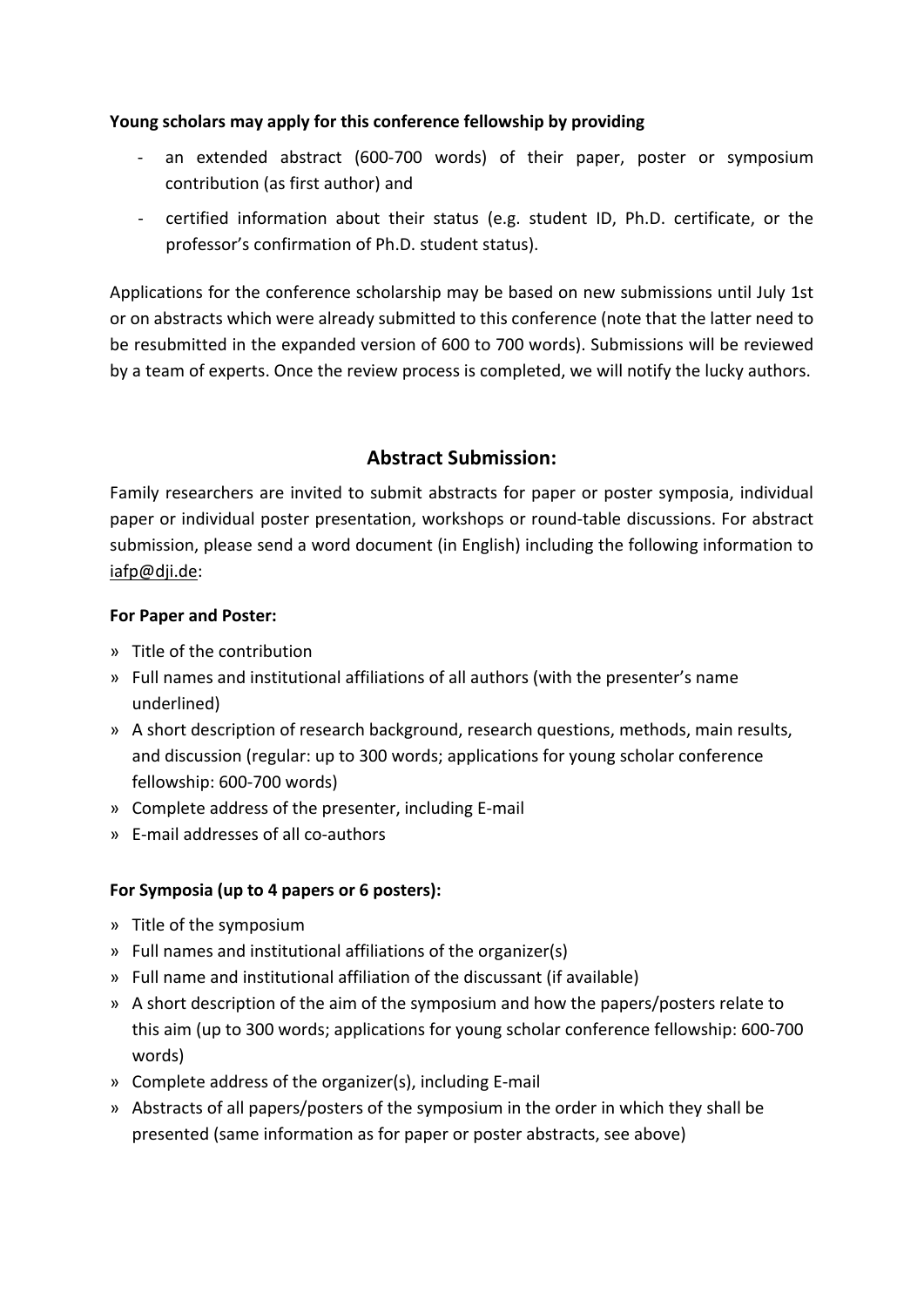**Young scholars may apply for this conference fellowship by providing**

- an extended abstract (600-700 words) of their paper, poster or symposium contribution (as first author) and
- certified information about their status (e.g. student ID, Ph.D. certificate, or the professor's confirmation of Ph.D. student status).

Applications for the conference scholarship may be based on new submissions until July 1st or on abstracts which were already submitted to this conference (note that the latter need to be resubmitted in the expanded version of 600 to 700 words). Submissions will be reviewed by a team of experts. Once the review process is completed, we will notify the lucky authors.

## Abstract Submission:

Family researchers are invited to submit abstracts for paper or poster symposia, individual paper or individual poster presentation, workshops or round-table discussions. For abstract submission, please send a word document (in English) including the following information to iafp@dji.de:

**For Paper and Poster:**

» Title of the contribution
» Full names and institutional affiliations of all authors (with the presenter's name underlined)
» A short description of research background, research questions, methods, main results, and discussion (regular: up to 300 words; applications for young scholar conference fellowship: 600-700 words)
» Complete address of the presenter, including E-mail
» E-mail addresses of all co-authors

**For Symposia (up to 4 papers or 6 posters):**

» Title of the symposium
» Full names and institutional affiliations of the organizer(s)
» Full name and institutional affiliation of the discussant (if available)
» A short description of the aim of the symposium and how the papers/posters relate to this aim (up to 300 words; applications for young scholar conference fellowship: 600-700 words)
» Complete address of the organizer(s), including E-mail
» Abstracts of all papers/posters of the symposium in the order in which they shall be presented (same information as for paper or poster abstracts, see above)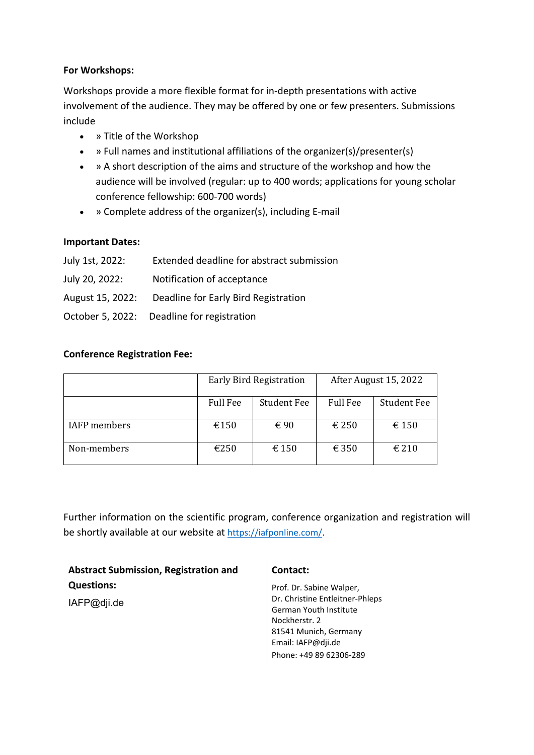**For Workshops:**

Workshops provide a more flexible format for in-depth presentations with active involvement of the audience. They may be offered by one or few presenters. Submissions include

- » Title of the Workshop
- » Full names and institutional affiliations of the organizer(s)/presenter(s)
- » A short description of the aims and structure of the workshop and how the audience will be involved (regular: up to 400 words; applications for young scholar conference fellowship: 600-700 words)
- » Complete address of the organizer(s), including E-mail

**Important Dates:**

July 1st, 2022: Extended deadline for abstract submission

July 20, 2022: Notification of acceptance

August 15, 2022: Deadline for Early Bird Registration

October 5, 2022: Deadline for registration

**Conference Registration Fee:**

| | Early Bird Registration | | After August 15, 2022 | |
|---|---|---|---|---|
| | Full Fee | Student Fee | Full Fee | Student Fee |
| IAFP members | €150 | € 90 | € 250 | € 150 |
| Non-members | €250 | € 150 | € 350 | € 210 |

Further information on the scientific program, conference organization and registration will be shortly available at our website at https://iafponline.com/.

**Abstract Submission, Registration and Questions:**

IAFP@dji.de

**Contact:**

Prof. Dr. Sabine Walper,
Dr. Christine Entleitner-Phleps
German Youth Institute
Nockherstr. 2
81541 Munich, Germany
Email: IAFP@dji.de
Phone: +49 89 62306-289